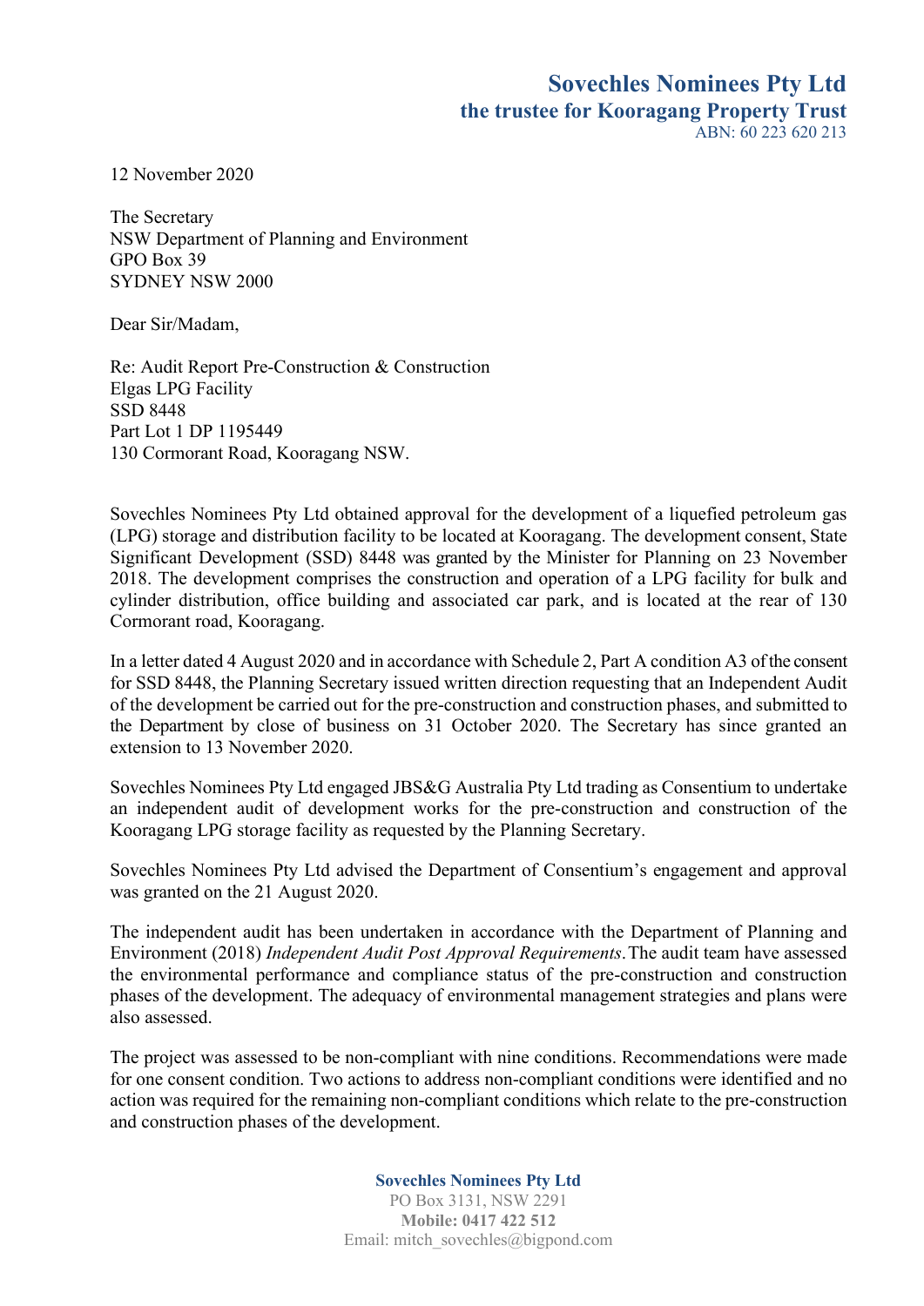**Sovechles Nominees Pty Ltd**
**the trustee for Kooragang Property Trust**
ABN: 60 223 620 213

12 November 2020

The Secretary
NSW Department of Planning and Environment
GPO Box 39
SYDNEY NSW 2000

Dear Sir/Madam,

Re: Audit Report Pre-Construction & Construction
Elgas LPG Facility
SSD 8448
Part Lot 1 DP 1195449
130 Cormorant Road, Kooragang NSW.

Sovechles Nominees Pty Ltd obtained approval for the development of a liquefied petroleum gas (LPG) storage and distribution facility to be located at Kooragang. The development consent, State Significant Development (SSD) 8448 was granted by the Minister for Planning on 23 November 2018. The development comprises the construction and operation of a LPG facility for bulk and cylinder distribution, office building and associated car park, and is located at the rear of 130 Cormorant road, Kooragang.

In a letter dated 4 August 2020 and in accordance with Schedule 2, Part A condition A3 of the consent for SSD 8448, the Planning Secretary issued written direction requesting that an Independent Audit of the development be carried out for the pre-construction and construction phases, and submitted to the Department by close of business on 31 October 2020. The Secretary has since granted an extension to 13 November 2020.

Sovechles Nominees Pty Ltd engaged JBS&G Australia Pty Ltd trading as Consentium to undertake an independent audit of development works for the pre-construction and construction of the Kooragang LPG storage facility as requested by the Planning Secretary.

Sovechles Nominees Pty Ltd advised the Department of Consentium's engagement and approval was granted on the 21 August 2020.

The independent audit has been undertaken in accordance with the Department of Planning and Environment (2018) *Independent Audit Post Approval Requirements*. The audit team have assessed the environmental performance and compliance status of the pre-construction and construction phases of the development. The adequacy of environmental management strategies and plans were also assessed.

The project was assessed to be non-compliant with nine conditions. Recommendations were made for one consent condition. Two actions to address non-compliant conditions were identified and no action was required for the remaining non-compliant conditions which relate to the pre-construction and construction phases of the development.

**Sovechles Nominees Pty Ltd**
PO Box 3131, NSW 2291
**Mobile: 0417 422 512**
Email: mitch_sovechles@bigpond.com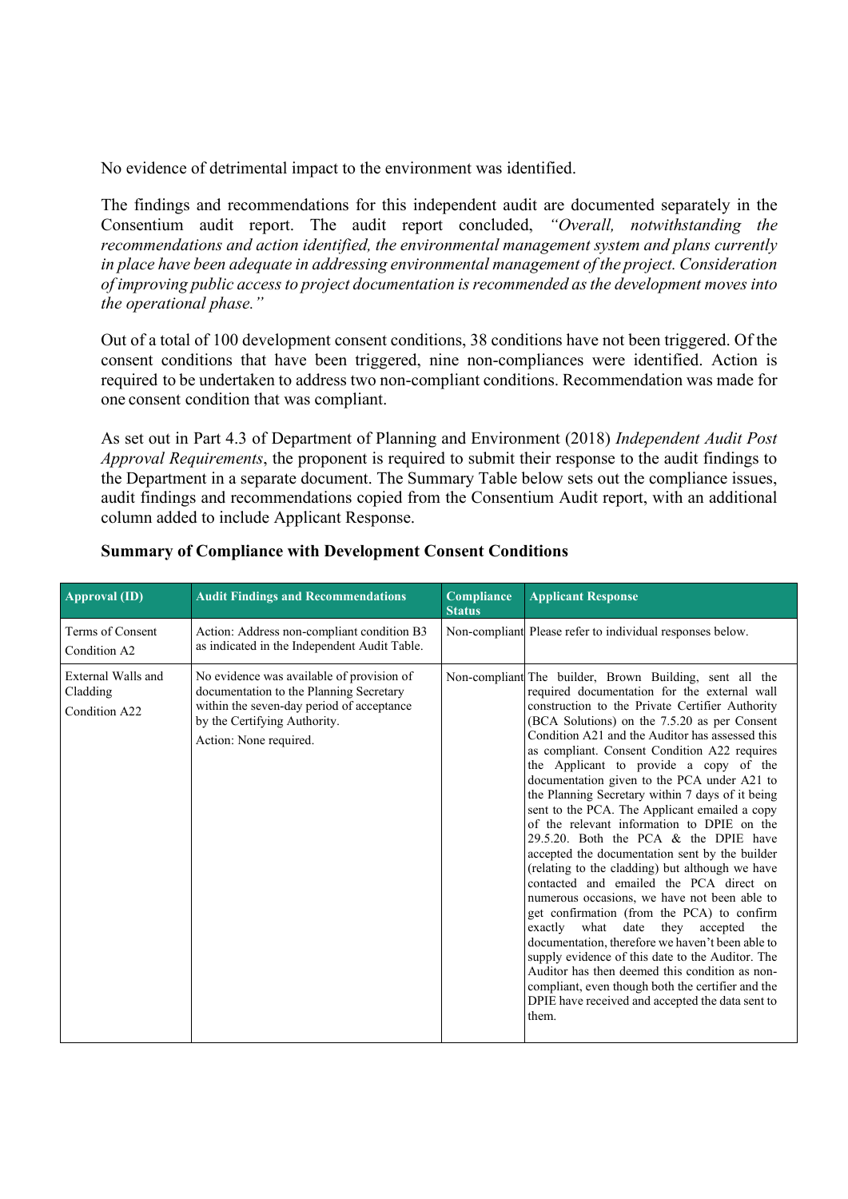No evidence of detrimental impact to the environment was identified.

The findings and recommendations for this independent audit are documented separately in the Consentium audit report. The audit report concluded, *"Overall, notwithstanding the recommendations and action identified, the environmental management system and plans currently in place have been adequate in addressing environmental management of the project. Consideration of improving public access to project documentation is recommended as the development moves into the operational phase."*

Out of a total of 100 development consent conditions, 38 conditions have not been triggered. Of the consent conditions that have been triggered, nine non-compliances were identified. Action is required to be undertaken to address two non-compliant conditions. Recommendation was made for one consent condition that was compliant.

As set out in Part 4.3 of Department of Planning and Environment (2018) *Independent Audit Post Approval Requirements*, the proponent is required to submit their response to the audit findings to the Department in a separate document. The Summary Table below sets out the compliance issues, audit findings and recommendations copied from the Consentium Audit report, with an additional column added to include Applicant Response.

**Summary of Compliance with Development Consent Conditions**

| Approval (ID) | Audit Findings and Recommendations | Compliance Status | Applicant Response |
|---|---|---|---|
| Terms of Consent<br>Condition A2 | Action: Address non-compliant condition B3 as indicated in the Independent Audit Table. | Non-compliant | Please refer to individual responses below. |
| External Walls and Cladding<br>Condition A22 | No evidence was available of provision of documentation to the Planning Secretary within the seven-day period of acceptance by the Certifying Authority.<br>Action: None required. | Non-compliant | The builder, Brown Building, sent all the required documentation for the external wall construction to the Private Certifier Authority (BCA Solutions) on the 7.5.20 as per Consent Condition A21 and the Auditor has assessed this as compliant. Consent Condition A22 requires the Applicant to provide a copy of the documentation given to the PCA under A21 to the Planning Secretary within 7 days of it being sent to the PCA. The Applicant emailed a copy of the relevant information to DPIE on the 29.5.20. Both the PCA & the DPIE have accepted the documentation sent by the builder (relating to the cladding) but although we have contacted and emailed the PCA direct on numerous occasions, we have not been able to get confirmation (from the PCA) to confirm exactly what date they accepted the documentation, therefore we haven't been able to supply evidence of this date to the Auditor. The Auditor has then deemed this condition as non-compliant, even though both the certifier and the DPIE have received and accepted the data sent to them. |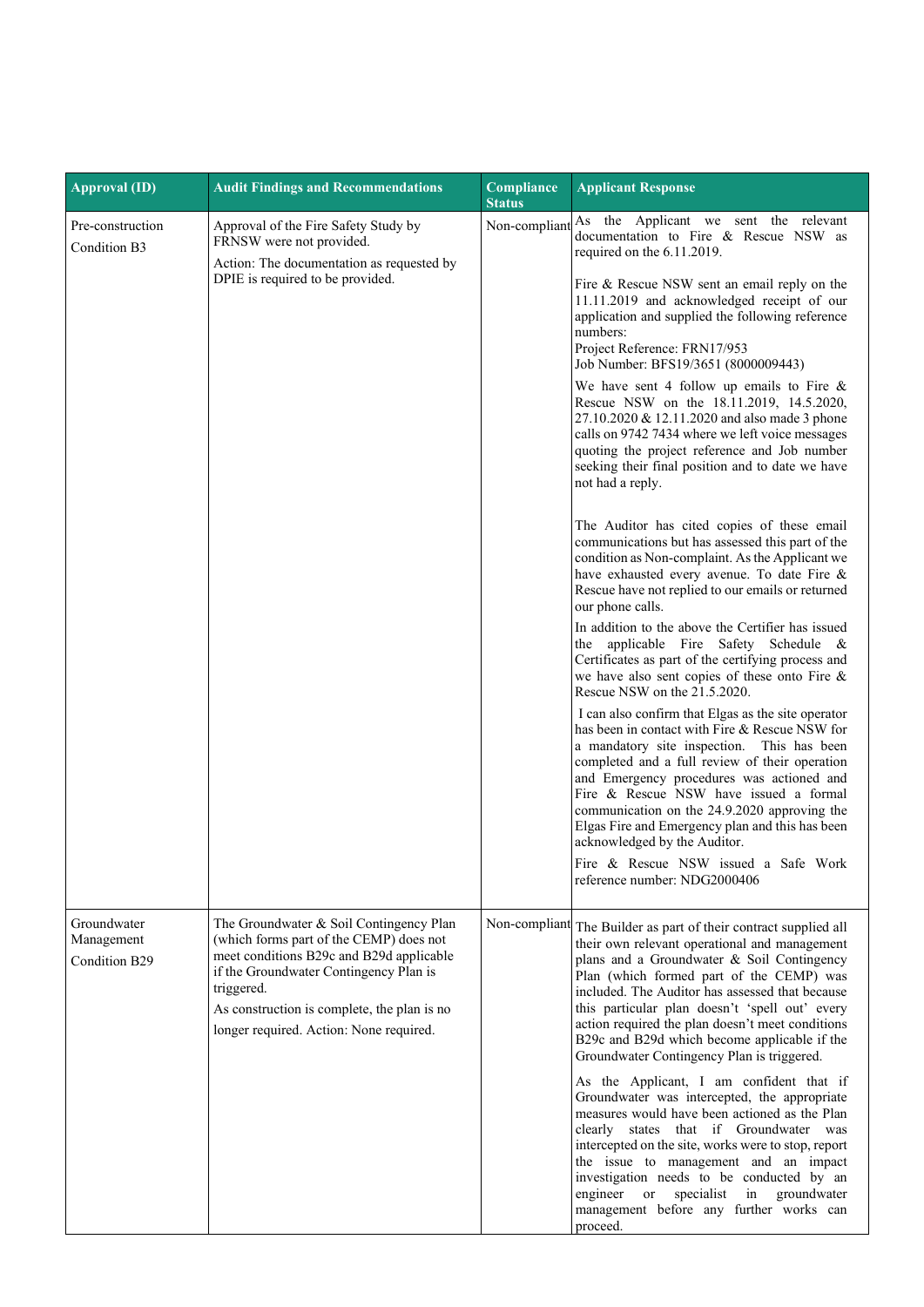| Approval (ID) | Audit Findings and Recommendations | Compliance Status | Applicant Response |
|---|---|---|---|
| Pre-construction Condition B3 | Approval of the Fire Safety Study by FRNSW were not provided.<br>Action: The documentation as requested by DPIE is required to be provided. | Non-compliant | As the Applicant we sent the relevant documentation to Fire & Rescue NSW as required on the 6.11.2019.<br><br>Fire & Rescue NSW sent an email reply on the 11.11.2019 and acknowledged receipt of our application and supplied the following reference numbers:<br>Project Reference: FRN17/953<br>Job Number: BFS19/3651 (8000009443)<br><br>We have sent 4 follow up emails to Fire & Rescue NSW on the 18.11.2019, 14.5.2020, 27.10.2020 & 12.11.2020 and also made 3 phone calls on 9742 7434 where we left voice messages quoting the project reference and Job number seeking their final position and to date we have not had a reply.<br><br>The Auditor has cited copies of these email communications but has assessed this part of the condition as Non-complaint. As the Applicant we have exhausted every avenue. To date Fire & Rescue have not replied to our emails or returned our phone calls.<br><br>In addition to the above the Certifier has issued the applicable Fire Safety Schedule & Certificates as part of the certifying process and we have also sent copies of these onto Fire & Rescue NSW on the 21.5.2020.<br><br>I can also confirm that Elgas as the site operator has been in contact with Fire & Rescue NSW for a mandatory site inspection. This has been completed and a full review of their operation and Emergency procedures was actioned and Fire & Rescue NSW have issued a formal communication on the 24.9.2020 approving the Elgas Fire and Emergency plan and this has been acknowledged by the Auditor.<br><br>Fire & Rescue NSW issued a Safe Work reference number: NDG2000406 |
| Groundwater Management Condition B29 | The Groundwater & Soil Contingency Plan (which forms part of the CEMP) does not meet conditions B29c and B29d applicable if the Groundwater Contingency Plan is triggered.<br>As construction is complete, the plan is no longer required. Action: None required. | Non-compliant | The Builder as part of their contract supplied all their own relevant operational and management plans and a Groundwater & Soil Contingency Plan (which formed part of the CEMP) was included. The Auditor has assessed that because this particular plan doesn't 'spell out' every action required the plan doesn't meet conditions B29c and B29d which become applicable if the Groundwater Contingency Plan is triggered.<br><br>As the Applicant, I am confident that if Groundwater was intercepted, the appropriate measures would have been actioned as the Plan clearly states that if Groundwater was intercepted on the site, works were to stop, report the issue to management and an impact investigation needs to be conducted by an engineer or specialist in groundwater management before any further works can proceed. |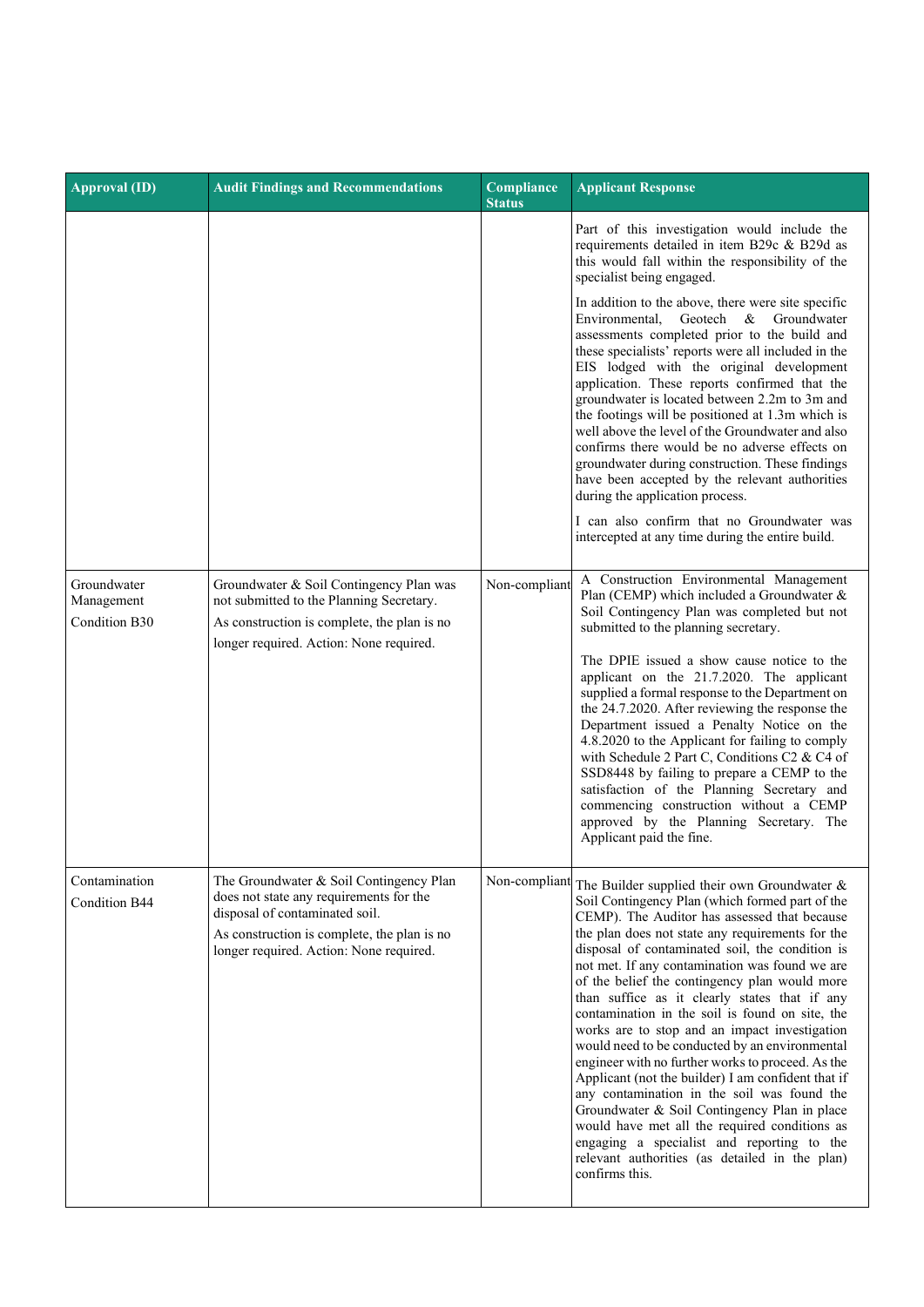| Approval (ID) | Audit Findings and Recommendations | Compliance Status | Applicant Response |
|---|---|---|---|
| | | | Part of this investigation would include the requirements detailed in item B29c & B29d as this would fall within the responsibility of the specialist being engaged.<br><br>In addition to the above, there were site specific Environmental, Geotech & Groundwater assessments completed prior to the build and these specialists' reports were all included in the EIS lodged with the original development application. These reports confirmed that the groundwater is located between 2.2m to 3m and the footings will be positioned at 1.3m which is well above the level of the Groundwater and also confirms there would be no adverse effects on groundwater during construction. These findings have been accepted by the relevant authorities during the application process.<br><br>I can also confirm that no Groundwater was intercepted at any time during the entire build. |
| Groundwater Management<br><br>Condition B30 | Groundwater & Soil Contingency Plan was not submitted to the Planning Secretary.<br><br>As construction is complete, the plan is no longer required. Action: None required. | Non-compliant | A Construction Environmental Management Plan (CEMP) which included a Groundwater & Soil Contingency Plan was completed but not submitted to the planning secretary.<br><br>The DPIE issued a show cause notice to the applicant on the 21.7.2020. The applicant supplied a formal response to the Department on the 24.7.2020. After reviewing the response the Department issued a Penalty Notice on the 4.8.2020 to the Applicant for failing to comply with Schedule 2 Part C, Conditions C2 & C4 of SSD8448 by failing to prepare a CEMP to the satisfaction of the Planning Secretary and commencing construction without a CEMP approved by the Planning Secretary. The Applicant paid the fine. |
| Contamination<br><br>Condition B44 | The Groundwater & Soil Contingency Plan does not state any requirements for the disposal of contaminated soil.<br><br>As construction is complete, the plan is no longer required. Action: None required. | Non-compliant | The Builder supplied their own Groundwater & Soil Contingency Plan (which formed part of the CEMP). The Auditor has assessed that because the plan does not state any requirements for the disposal of contaminated soil, the condition is not met. If any contamination was found we are of the belief the contingency plan would more than suffice as it clearly states that if any contamination in the soil is found on site, the works are to stop and an impact investigation would need to be conducted by an environmental engineer with no further works to proceed. As the Applicant (not the builder) I am confident that if any contamination in the soil was found the Groundwater & Soil Contingency Plan in place would have met all the required conditions as engaging a specialist and reporting to the relevant authorities (as detailed in the plan) confirms this. |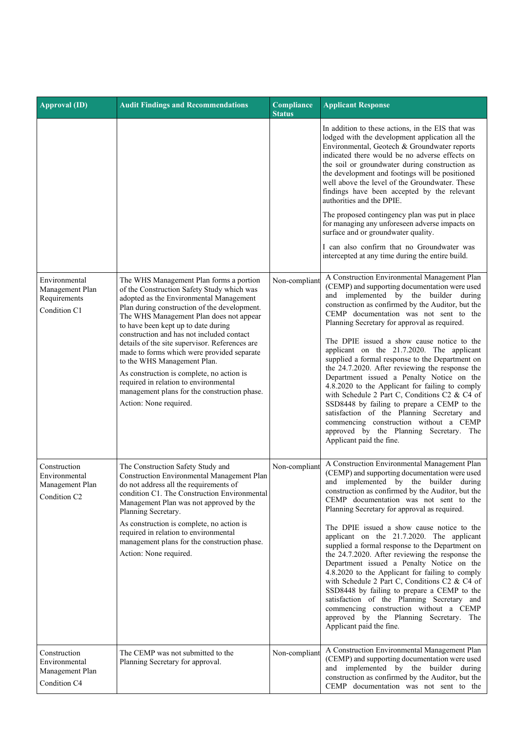| Approval (ID) | Audit Findings and Recommendations | Compliance Status | Applicant Response |
|---|---|---|---|
| | | | In addition to these actions, in the EIS that was lodged with the development application all the Environmental, Geotech & Groundwater reports indicated there would be no adverse effects on the soil or groundwater during construction as the development and footings will be positioned well above the level of the Groundwater. These findings have been accepted by the relevant authorities and the DPIE.<br><br>The proposed contingency plan was put in place for managing any unforeseen adverse impacts on surface and or groundwater quality.<br><br>I can also confirm that no Groundwater was intercepted at any time during the entire build. |
| Environmental Management Plan Requirements<br><br>Condition C1 | The WHS Management Plan forms a portion of the Construction Safety Study which was adopted as the Environmental Management Plan during construction of the development. The WHS Management Plan does not appear to have been kept up to date during construction and has not included contact details of the site supervisor. References are made to forms which were provided separate to the WHS Management Plan.<br><br>As construction is complete, no action is required in relation to environmental management plans for the construction phase.<br><br>Action: None required. | Non-compliant | A Construction Environmental Management Plan (CEMP) and supporting documentation were used and implemented by the builder during construction as confirmed by the Auditor, but the CEMP documentation was not sent to the Planning Secretary for approval as required.<br><br>The DPIE issued a show cause notice to the applicant on the 21.7.2020. The applicant supplied a formal response to the Department on the 24.7.2020. After reviewing the response the Department issued a Penalty Notice on the 4.8.2020 to the Applicant for failing to comply with Schedule 2 Part C, Conditions C2 & C4 of SSD8448 by failing to prepare a CEMP to the satisfaction of the Planning Secretary and commencing construction without a CEMP approved by the Planning Secretary. The Applicant paid the fine. |
| Construction Environmental Management Plan<br><br>Condition C2 | The Construction Safety Study and Construction Environmental Management Plan do not address all the requirements of condition C1. The Construction Environmental Management Plan was not approved by the Planning Secretary.<br><br>As construction is complete, no action is required in relation to environmental management plans for the construction phase.<br><br>Action: None required. | Non-compliant | A Construction Environmental Management Plan (CEMP) and supporting documentation were used and implemented by the builder during construction as confirmed by the Auditor, but the CEMP documentation was not sent to the Planning Secretary for approval as required.<br><br>The DPIE issued a show cause notice to the applicant on the 21.7.2020. The applicant supplied a formal response to the Department on the 24.7.2020. After reviewing the response the Department issued a Penalty Notice on the 4.8.2020 to the Applicant for failing to comply with Schedule 2 Part C, Conditions C2 & C4 of SSD8448 by failing to prepare a CEMP to the satisfaction of the Planning Secretary and commencing construction without a CEMP approved by the Planning Secretary. The Applicant paid the fine. |
| Construction Environmental Management Plan<br><br>Condition C4 | The CEMP was not submitted to the Planning Secretary for approval. | Non-compliant | A Construction Environmental Management Plan (CEMP) and supporting documentation were used and implemented by the builder during construction as confirmed by the Auditor, but the CEMP documentation was not sent to the |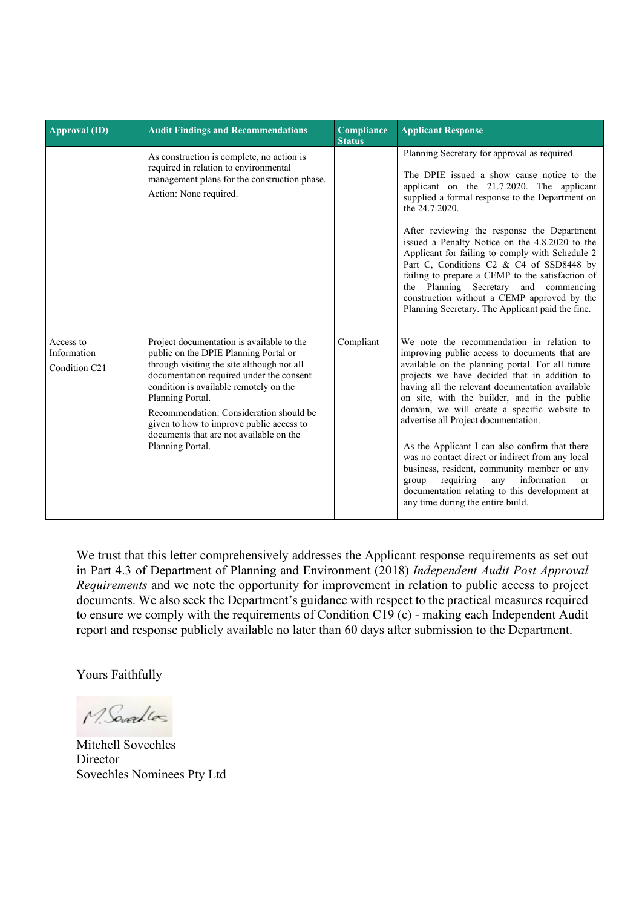| Approval (ID) | Audit Findings and Recommendations | Compliance Status | Applicant Response |
|---|---|---|---|
| | As construction is complete, no action is required in relation to environmental management plans for the construction phase.<br><br>Action: None required. | | Planning Secretary for approval as required.<br><br>The DPIE issued a show cause notice to the applicant on the 21.7.2020. The applicant supplied a formal response to the Department on the 24.7.2020.<br><br>After reviewing the response the Department issued a Penalty Notice on the 4.8.2020 to the Applicant for failing to comply with Schedule 2 Part C, Conditions C2 & C4 of SSD8448 by failing to prepare a CEMP to the satisfaction of the Planning Secretary and commencing construction without a CEMP approved by the Planning Secretary. The Applicant paid the fine. |
| Access to Information<br><br>Condition C21 | Project documentation is available to the public on the DPIE Planning Portal or through visiting the site although not all documentation required under the consent condition is available remotely on the Planning Portal.<br><br>Recommendation: Consideration should be given to how to improve public access to documents that are not available on the Planning Portal. | Compliant | We note the recommendation in relation to improving public access to documents that are available on the planning portal. For all future projects we have decided that in addition to having all the relevant documentation available on site, with the builder, and in the public domain, we will create a specific website to advertise all Project documentation.<br><br>As the Applicant I can also confirm that there was no contact direct or indirect from any local business, resident, community member or any group requiring any information or documentation relating to this development at any time during the entire build. |

We trust that this letter comprehensively addresses the Applicant response requirements as set out in Part 4.3 of Department of Planning and Environment (2018) *Independent Audit Post Approval Requirements* and we note the opportunity for improvement in relation to public access to project documents. We also seek the Department's guidance with respect to the practical measures required to ensure we comply with the requirements of Condition C19 (c) - making each Independent Audit report and response publicly available no later than 60 days after submission to the Department.

Yours Faithfully

M. Sovechles

Mitchell Sovechles
Director
Sovechles Nominees Pty Ltd